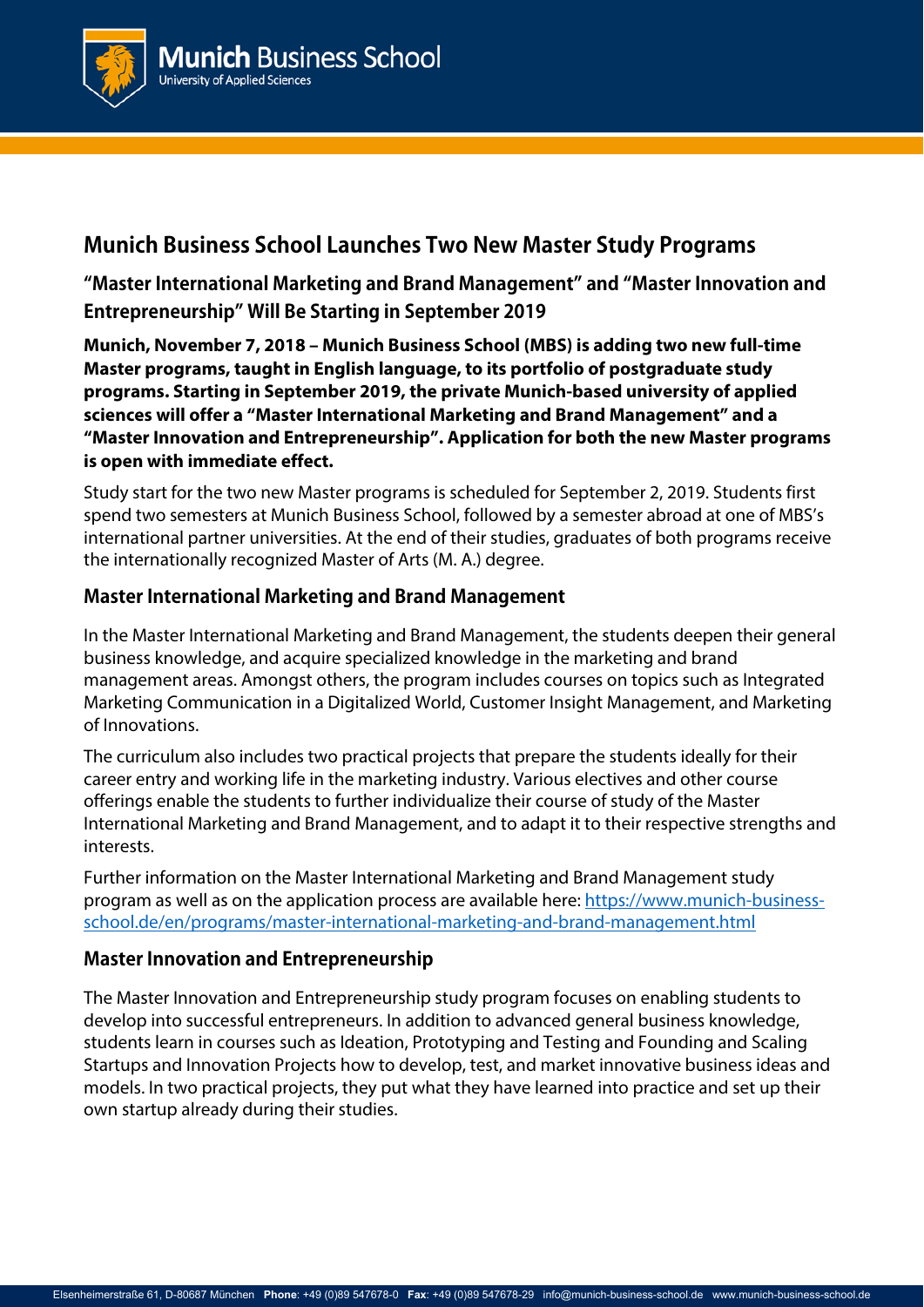# Munich Business School Launches Two New Master Study Programs

## "Master International Marketing and Brand Management" and "Master Innovation and Entrepreneurship" Will Be Starting in September 2019

**Munich, November 7, 2018 – Munich Business School (MBS) is adding two new full-time Master programs, taught in English language, to its portfolio of postgraduate study programs. Starting in September 2019, the private Munich-based university of applied sciences will offer a "Master International Marketing and Brand Management" and a "Master Innovation and Entrepreneurship". Application for both the new Master programs is open with immediate effect.**

Study start for the two new Master programs is scheduled for September 2, 2019. Students first spend two semesters at Munich Business School, followed by a semester abroad at one of MBS's international partner universities. At the end of their studies, graduates of both programs receive the internationally recognized Master of Arts (M. A.) degree.

### Master International Marketing and Brand Management

In the Master International Marketing and Brand Management, the students deepen their general business knowledge, and acquire specialized knowledge in the marketing and brand management areas. Amongst others, the program includes courses on topics such as Integrated Marketing Communication in a Digitalized World, Customer Insight Management, and Marketing of Innovations.

The curriculum also includes two practical projects that prepare the students ideally for their career entry and working life in the marketing industry. Various electives and other course offerings enable the students to further individualize their course of study of the Master International Marketing and Brand Management, and to adapt it to their respective strengths and interests.

Further information on the Master International Marketing and Brand Management study program as well as on the application process are available here: https://www.munich-business-school.de/en/programs/master-international-marketing-and-brand-management.html

### Master Innovation and Entrepreneurship

The Master Innovation and Entrepreneurship study program focuses on enabling students to develop into successful entrepreneurs. In addition to advanced general business knowledge, students learn in courses such as Ideation, Prototyping and Testing and Founding and Scaling Startups and Innovation Projects how to develop, test, and market innovative business ideas and models. In two practical projects, they put what they have learned into practice and set up their own startup already during their studies.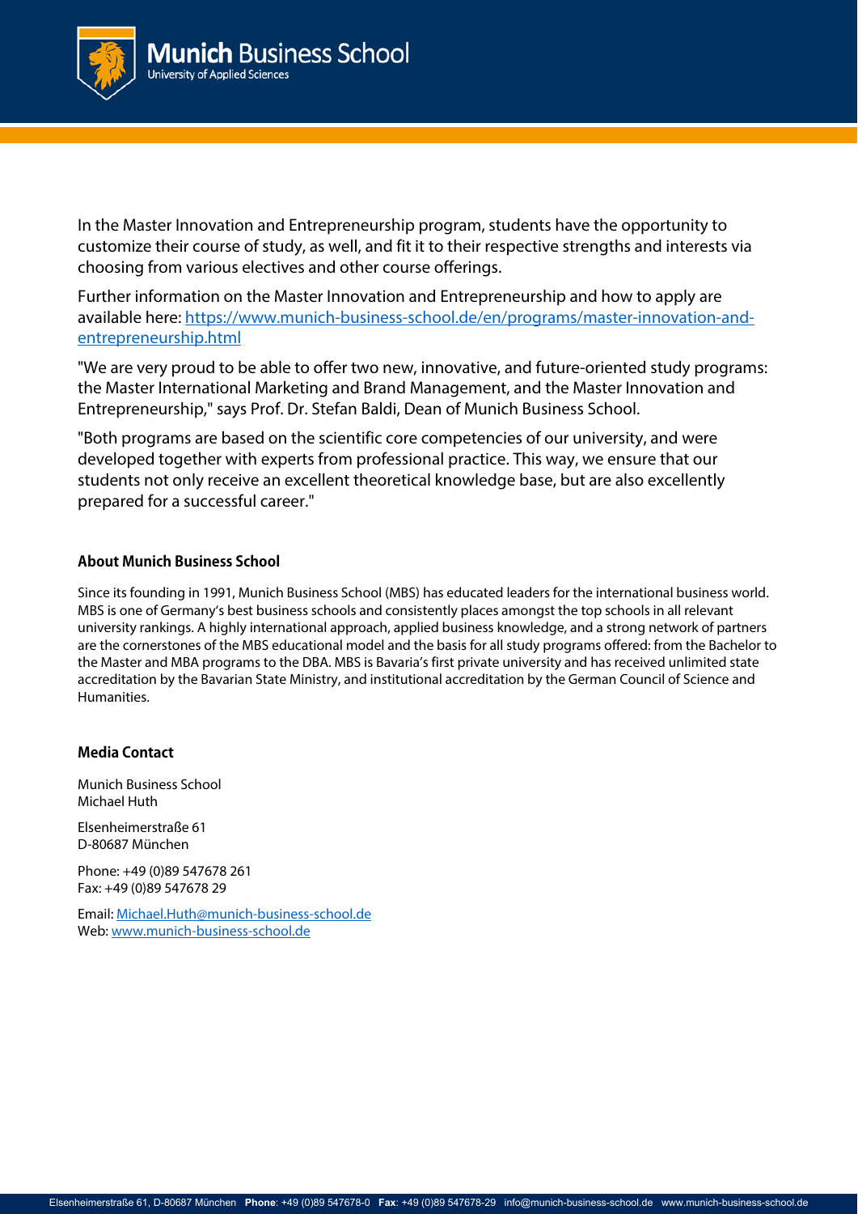In the Master Innovation and Entrepreneurship program, students have the opportunity to customize their course of study, as well, and fit it to their respective strengths and interests via choosing from various electives and other course offerings.

Further information on the Master Innovation and Entrepreneurship and how to apply are available here: https://www.munich-business-school.de/en/programs/master-innovation-and-entrepreneurship.html

"We are very proud to be able to offer two new, innovative, and future-oriented study programs: the Master International Marketing and Brand Management, and the Master Innovation and Entrepreneurship," says Prof. Dr. Stefan Baldi, Dean of Munich Business School.

"Both programs are based on the scientific core competencies of our university, and were developed together with experts from professional practice. This way, we ensure that our students not only receive an excellent theoretical knowledge base, but are also excellently prepared for a successful career."

**About Munich Business School**

Since its founding in 1991, Munich Business School (MBS) has educated leaders for the international business world. MBS is one of Germany's best business schools and consistently places amongst the top schools in all relevant university rankings. A highly international approach, applied business knowledge, and a strong network of partners are the cornerstones of the MBS educational model and the basis for all study programs offered: from the Bachelor to the Master and MBA programs to the DBA. MBS is Bavaria's first private university and has received unlimited state accreditation by the Bavarian State Ministry, and institutional accreditation by the German Council of Science and Humanities.

**Media Contact**

Munich Business School
Michael Huth

Elsenheimerstraße 61
D-80687 München

Phone: +49 (0)89 547678 261
Fax: +49 (0)89 547678 29

Email: Michael.Huth@munich-business-school.de
Web: www.munich-business-school.de